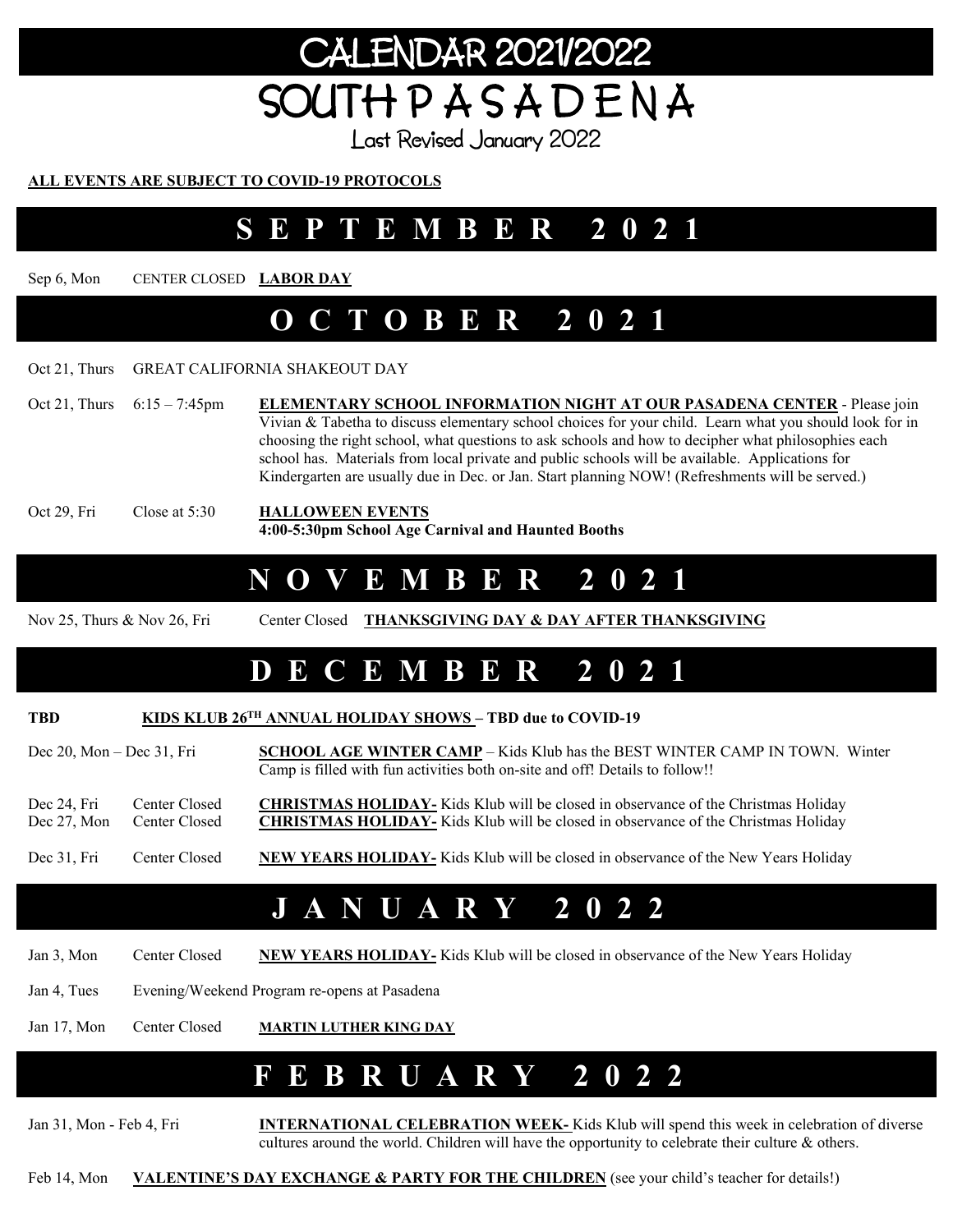# CALENDAR 2021/2022

# SOUTH P A S A D E N A

Last Revised January 2022

**ALL EVENTS ARE SUBJECT TO COVID-19 PROTOCOLS**

## S E P T E M B E R 2 0 2 1

Sep 6, Mon CENTER CLOSED **LABOR DAY**

## O C T O B E R 2 0 2 1

Oct 21, Thurs GREAT CALIFORNIA SHAKEOUT DAY

Oct 21, Thurs 6:15 – 7:45pm **ELEMENTARY SCHOOL INFORMATION NIGHT AT OUR PASADENA CENTER** - Please join Vivian & Tabetha to discuss elementary school choices for your child. Learn what you should look for in choosing the right school, what questions to ask schools and how to decipher what philosophies each school has. Materials from local private and public schools will be available. Applications for Kindergarten are usually due in Dec. or Jan. Start planning NOW! (Refreshments will be served.)

Oct 29, Fri Close at 5:30 **HALLOWEEN EVENTS**
**4:00-5:30pm School Age Carnival and Haunted Booths**

## N O V E M B E R 2 0 2 1

Nov 25, Thurs & Nov 26, Fri Center Closed **THANKSGIVING DAY & DAY AFTER THANKSGIVING**

## D E C E M B E R 2 0 2 1

**TBD** **KIDS KLUB 26TH ANNUAL HOLIDAY SHOWS – TBD due to COVID-19**

Dec 20, Mon – Dec 31, Fri **SCHOOL AGE WINTER CAMP** – Kids Klub has the BEST WINTER CAMP IN TOWN. Winter Camp is filled with fun activities both on-site and off! Details to follow!!

Dec 24, Fri Center Closed **CHRISTMAS HOLIDAY-** Kids Klub will be closed in observance of the Christmas Holiday

Dec 27, Mon Center Closed **CHRISTMAS HOLIDAY-** Kids Klub will be closed in observance of the Christmas Holiday

Dec 31, Fri Center Closed **NEW YEARS HOLIDAY-** Kids Klub will be closed in observance of the New Years Holiday

## J A N U A R Y 2 0 2 2

Jan 3, Mon Center Closed **NEW YEARS HOLIDAY-** Kids Klub will be closed in observance of the New Years Holiday

Jan 4, Tues Evening/Weekend Program re-opens at Pasadena

Jan 17, Mon Center Closed **MARTIN LUTHER KING DAY**

## F E B R U A R Y 2 0 2 2

Jan 31, Mon - Feb 4, Fri **INTERNATIONAL CELEBRATION WEEK-** Kids Klub will spend this week in celebration of diverse cultures around the world. Children will have the opportunity to celebrate their culture & others.

Feb 14, Mon **VALENTINE'S DAY EXCHANGE & PARTY FOR THE CHILDREN** (see your child's teacher for details!)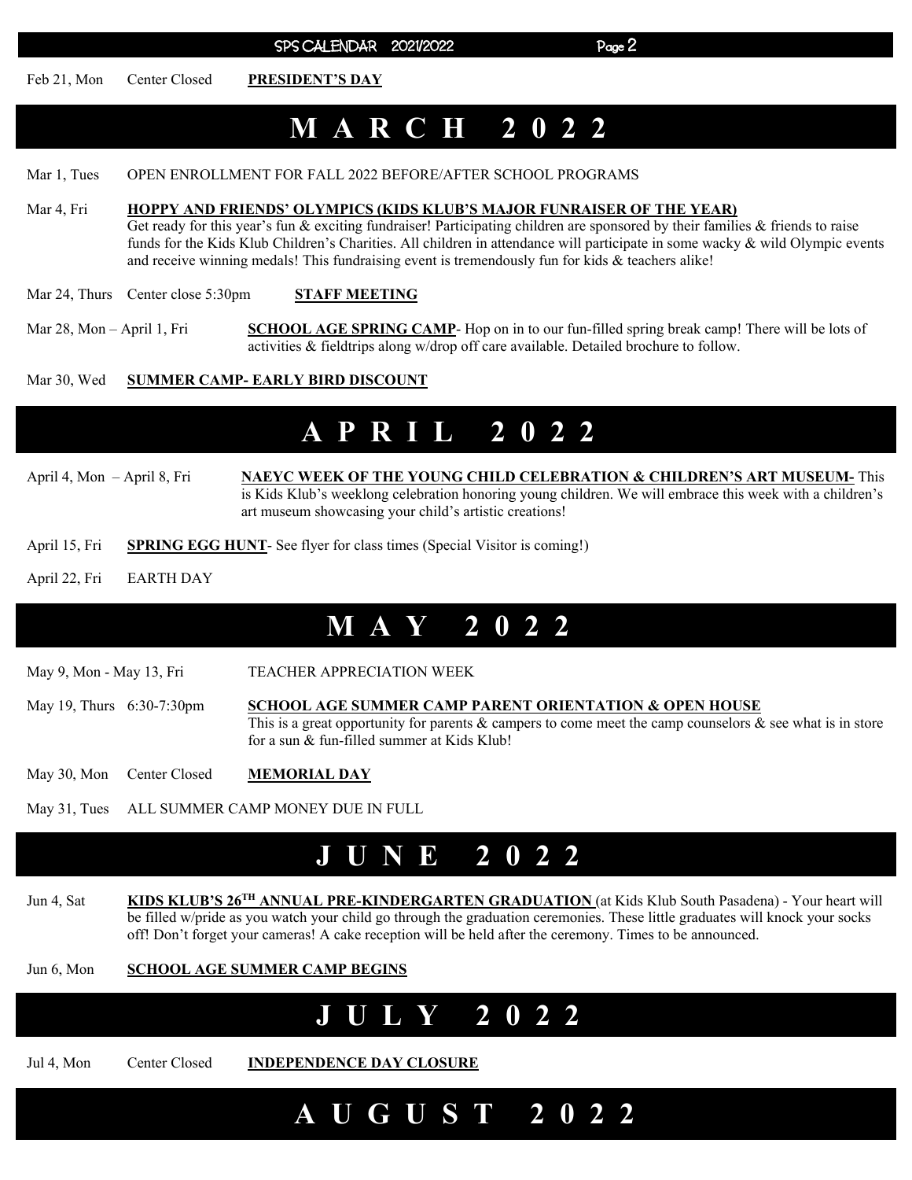Feb 21, Mon Center Closed **PRESIDENT'S DAY**

# M A R C H 2 0 2 2

Mar 1, Tues OPEN ENROLLMENT FOR FALL 2022 BEFORE/AFTER SCHOOL PROGRAMS

Mar 4, Fri **HOPPY AND FRIENDS' OLYMPICS (KIDS KLUB'S MAJOR FUNRAISER OF THE YEAR)**
Get ready for this year's fun & exciting fundraiser! Participating children are sponsored by their families & friends to raise funds for the Kids Klub Children's Charities. All children in attendance will participate in some wacky & wild Olympic events and receive winning medals! This fundraising event is tremendously fun for kids & teachers alike!

Mar 24, Thurs Center close 5:30pm **STAFF MEETING**

Mar 28, Mon – April 1, Fri **SCHOOL AGE SPRING CAMP**- Hop on in to our fun-filled spring break camp! There will be lots of activities & fieldtrips along w/drop off care available. Detailed brochure to follow.

Mar 30, Wed **SUMMER CAMP- EARLY BIRD DISCOUNT**

# A P R I L 2 0 2 2

April 4, Mon – April 8, Fri **NAEYC WEEK OF THE YOUNG CHILD CELEBRATION & CHILDREN'S ART MUSEUM-** This is Kids Klub's weeklong celebration honoring young children. We will embrace this week with a children's art museum showcasing your child's artistic creations!

April 15, Fri **SPRING EGG HUNT**- See flyer for class times (Special Visitor is coming!)

April 22, Fri EARTH DAY

# M A Y 2 0 2 2

May 9, Mon - May 13, Fri TEACHER APPRECIATION WEEK

May 19, Thurs 6:30-7:30pm **SCHOOL AGE SUMMER CAMP PARENT ORIENTATION & OPEN HOUSE**
This is a great opportunity for parents & campers to come meet the camp counselors & see what is in store for a sun & fun-filled summer at Kids Klub!

May 30, Mon Center Closed **MEMORIAL DAY**

May 31, Tues ALL SUMMER CAMP MONEY DUE IN FULL

# J U N E 2 0 2 2

Jun 4, Sat **KIDS KLUB'S 26TH ANNUAL PRE-KINDERGARTEN GRADUATION** (at Kids Klub South Pasadena) - Your heart will be filled w/pride as you watch your child go through the graduation ceremonies. These little graduates will knock your socks off! Don't forget your cameras! A cake reception will be held after the ceremony. Times to be announced.

Jun 6, Mon **SCHOOL AGE SUMMER CAMP BEGINS**

# J U L Y 2 0 2 2

Jul 4, Mon Center Closed **INDEPENDENCE DAY CLOSURE**

# A U G U S T 2 0 2 2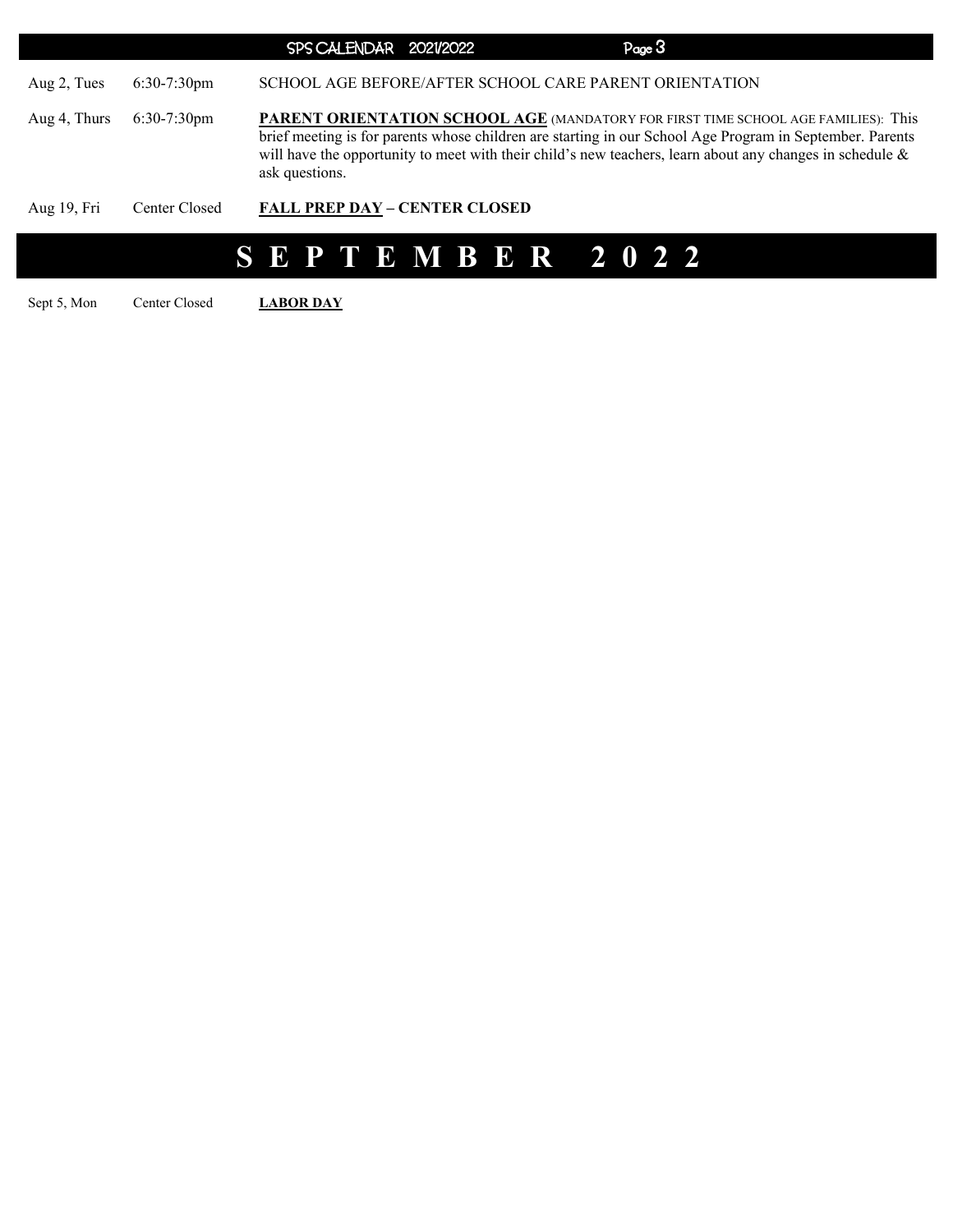| | | |
|---|---|---|
| Aug 2, Tues | 6:30-7:30pm | SCHOOL AGE BEFORE/AFTER SCHOOL CARE PARENT ORIENTATION |
| Aug 4, Thurs | 6:30-7:30pm | **PARENT ORIENTATION SCHOOL AGE** (MANDATORY FOR FIRST TIME SCHOOL AGE FAMILIES): This brief meeting is for parents whose children are starting in our School Age Program in September. Parents will have the opportunity to meet with their child's new teachers, learn about any changes in schedule & ask questions. |
| Aug 19, Fri | Center Closed | **FALL PREP DAY – CENTER CLOSED** |

# SEPTEMBER 2022

| | | |
|---|---|---|
| Sept 5, Mon | Center Closed | **LABOR DAY** |